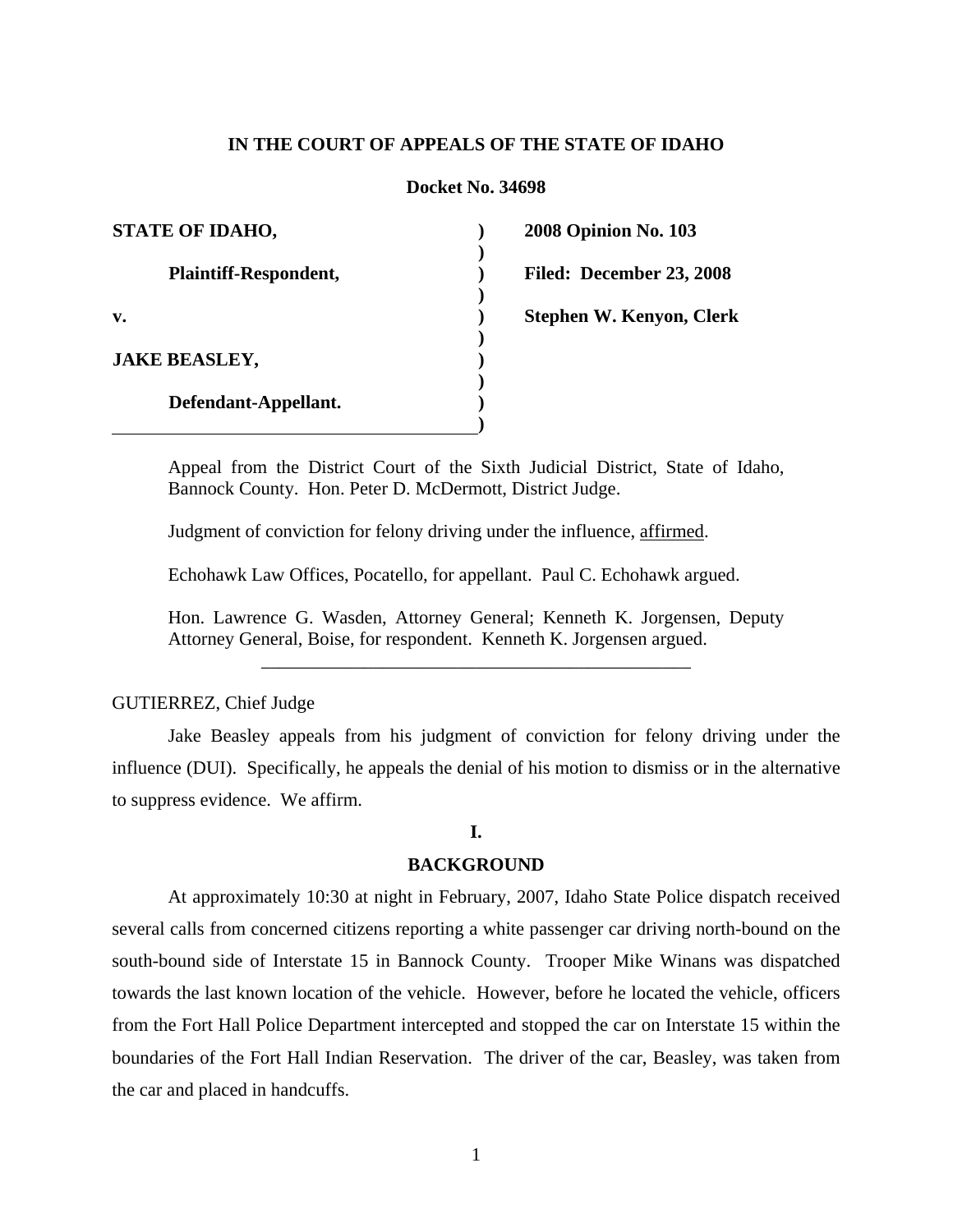**IN THE COURT OF APPEALS OF THE STATE OF IDAHO**

**Docket No. 34698**

| | | |
|---|---|---|
| **STATE OF IDAHO,** | **)** | **2008 Opinion No. 103** |
| **Plaintiff-Respondent,** | **)** | **Filed: December 23, 2008** |
| **v.** | **)** | **Stephen W. Kenyon, Clerk** |
| **JAKE BEASLEY,** | **)** | |
| **Defendant-Appellant.** | **)** | |

Appeal from the District Court of the Sixth Judicial District, State of Idaho, Bannock County. Hon. Peter D. McDermott, District Judge.

Judgment of conviction for felony driving under the influence, affirmed.

Echohawk Law Offices, Pocatello, for appellant. Paul C. Echohawk argued.

Hon. Lawrence G. Wasden, Attorney General; Kenneth K. Jorgensen, Deputy Attorney General, Boise, for respondent. Kenneth K. Jorgensen argued.

---

GUTIERREZ, Chief Judge

Jake Beasley appeals from his judgment of conviction for felony driving under the influence (DUI). Specifically, he appeals the denial of his motion to dismiss or in the alternative to suppress evidence. We affirm.

## I.

## BACKGROUND

At approximately 10:30 at night in February, 2007, Idaho State Police dispatch received several calls from concerned citizens reporting a white passenger car driving north-bound on the south-bound side of Interstate 15 in Bannock County. Trooper Mike Winans was dispatched towards the last known location of the vehicle. However, before he located the vehicle, officers from the Fort Hall Police Department intercepted and stopped the car on Interstate 15 within the boundaries of the Fort Hall Indian Reservation. The driver of the car, Beasley, was taken from the car and placed in handcuffs.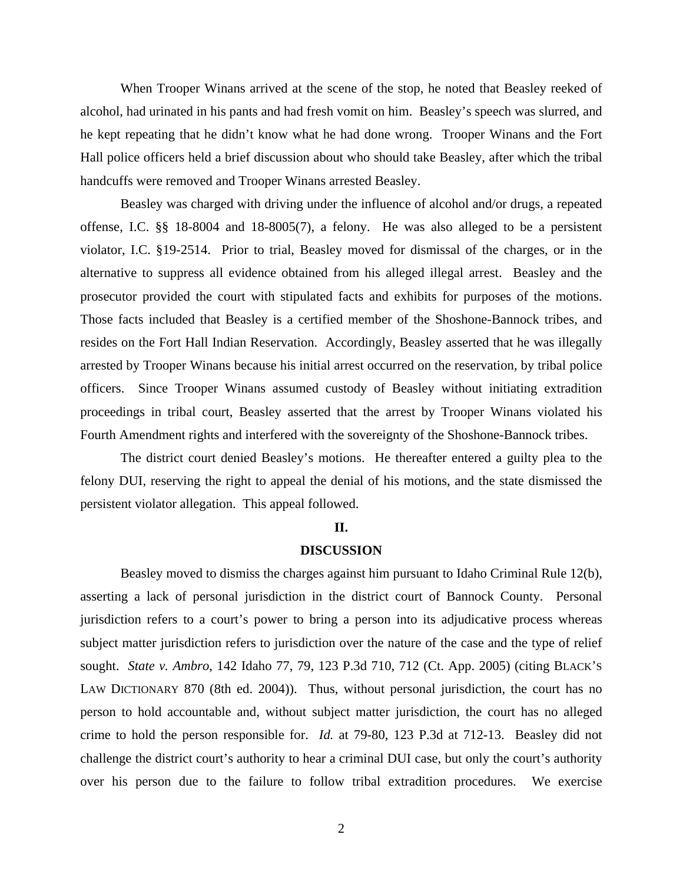When Trooper Winans arrived at the scene of the stop, he noted that Beasley reeked of alcohol, had urinated in his pants and had fresh vomit on him. Beasley's speech was slurred, and he kept repeating that he didn't know what he had done wrong. Trooper Winans and the Fort Hall police officers held a brief discussion about who should take Beasley, after which the tribal handcuffs were removed and Trooper Winans arrested Beasley.

Beasley was charged with driving under the influence of alcohol and/or drugs, a repeated offense, I.C. §§ 18-8004 and 18-8005(7), a felony. He was also alleged to be a persistent violator, I.C. §19-2514. Prior to trial, Beasley moved for dismissal of the charges, or in the alternative to suppress all evidence obtained from his alleged illegal arrest. Beasley and the prosecutor provided the court with stipulated facts and exhibits for purposes of the motions. Those facts included that Beasley is a certified member of the Shoshone-Bannock tribes, and resides on the Fort Hall Indian Reservation. Accordingly, Beasley asserted that he was illegally arrested by Trooper Winans because his initial arrest occurred on the reservation, by tribal police officers. Since Trooper Winans assumed custody of Beasley without initiating extradition proceedings in tribal court, Beasley asserted that the arrest by Trooper Winans violated his Fourth Amendment rights and interfered with the sovereignty of the Shoshone-Bannock tribes.

The district court denied Beasley's motions. He thereafter entered a guilty plea to the felony DUI, reserving the right to appeal the denial of his motions, and the state dismissed the persistent violator allegation. This appeal followed.

## II.

## DISCUSSION

Beasley moved to dismiss the charges against him pursuant to Idaho Criminal Rule 12(b), asserting a lack of personal jurisdiction in the district court of Bannock County. Personal jurisdiction refers to a court's power to bring a person into its adjudicative process whereas subject matter jurisdiction refers to jurisdiction over the nature of the case and the type of relief sought. *State v. Ambro*, 142 Idaho 77, 79, 123 P.3d 710, 712 (Ct. App. 2005) (citing BLACK'S LAW DICTIONARY 870 (8th ed. 2004)). Thus, without personal jurisdiction, the court has no person to hold accountable and, without subject matter jurisdiction, the court has no alleged crime to hold the person responsible for. *Id.* at 79-80, 123 P.3d at 712-13. Beasley did not challenge the district court's authority to hear a criminal DUI case, but only the court's authority over his person due to the failure to follow tribal extradition procedures. We exercise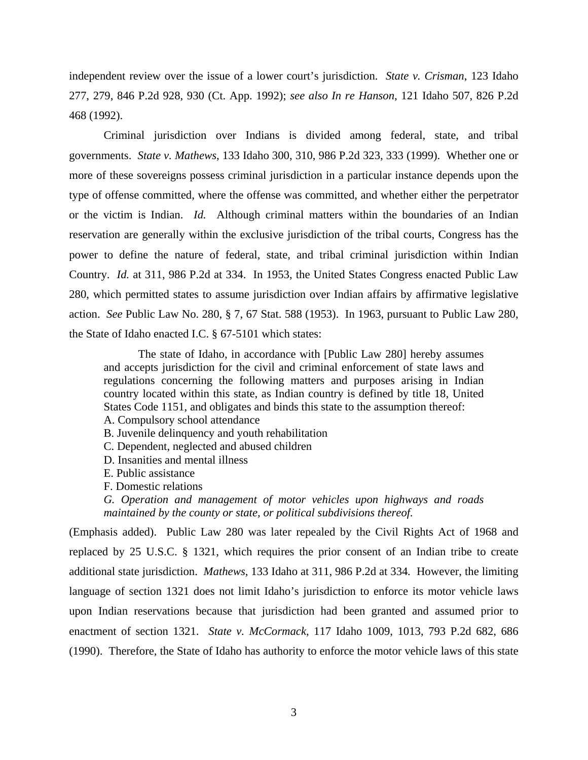independent review over the issue of a lower court's jurisdiction. *State v. Crisman*, 123 Idaho 277, 279, 846 P.2d 928, 930 (Ct. App. 1992); *see also In re Hanson*, 121 Idaho 507, 826 P.2d 468 (1992).

Criminal jurisdiction over Indians is divided among federal, state, and tribal governments. *State v. Mathews*, 133 Idaho 300, 310, 986 P.2d 323, 333 (1999). Whether one or more of these sovereigns possess criminal jurisdiction in a particular instance depends upon the type of offense committed, where the offense was committed, and whether either the perpetrator or the victim is Indian. *Id.* Although criminal matters within the boundaries of an Indian reservation are generally within the exclusive jurisdiction of the tribal courts, Congress has the power to define the nature of federal, state, and tribal criminal jurisdiction within Indian Country. *Id.* at 311, 986 P.2d at 334. In 1953, the United States Congress enacted Public Law 280, which permitted states to assume jurisdiction over Indian affairs by affirmative legislative action. *See* Public Law No. 280, § 7, 67 Stat. 588 (1953). In 1963, pursuant to Public Law 280, the State of Idaho enacted I.C. § 67-5101 which states:

> The state of Idaho, in accordance with [Public Law 280] hereby assumes and accepts jurisdiction for the civil and criminal enforcement of state laws and regulations concerning the following matters and purposes arising in Indian country located within this state, as Indian country is defined by title 18, United States Code 1151, and obligates and binds this state to the assumption thereof:
>
> A. Compulsory school attendance
>
> B. Juvenile delinquency and youth rehabilitation
>
> C. Dependent, neglected and abused children
>
> D. Insanities and mental illness
>
> E. Public assistance
>
> F. Domestic relations
>
> *G. Operation and management of motor vehicles upon highways and roads maintained by the county or state, or political subdivisions thereof.*

(Emphasis added). Public Law 280 was later repealed by the Civil Rights Act of 1968 and replaced by 25 U.S.C. § 1321, which requires the prior consent of an Indian tribe to create additional state jurisdiction. *Mathews*, 133 Idaho at 311, 986 P.2d at 334. However, the limiting language of section 1321 does not limit Idaho's jurisdiction to enforce its motor vehicle laws upon Indian reservations because that jurisdiction had been granted and assumed prior to enactment of section 1321. *State v. McCormack*, 117 Idaho 1009, 1013, 793 P.2d 682, 686 (1990). Therefore, the State of Idaho has authority to enforce the motor vehicle laws of this state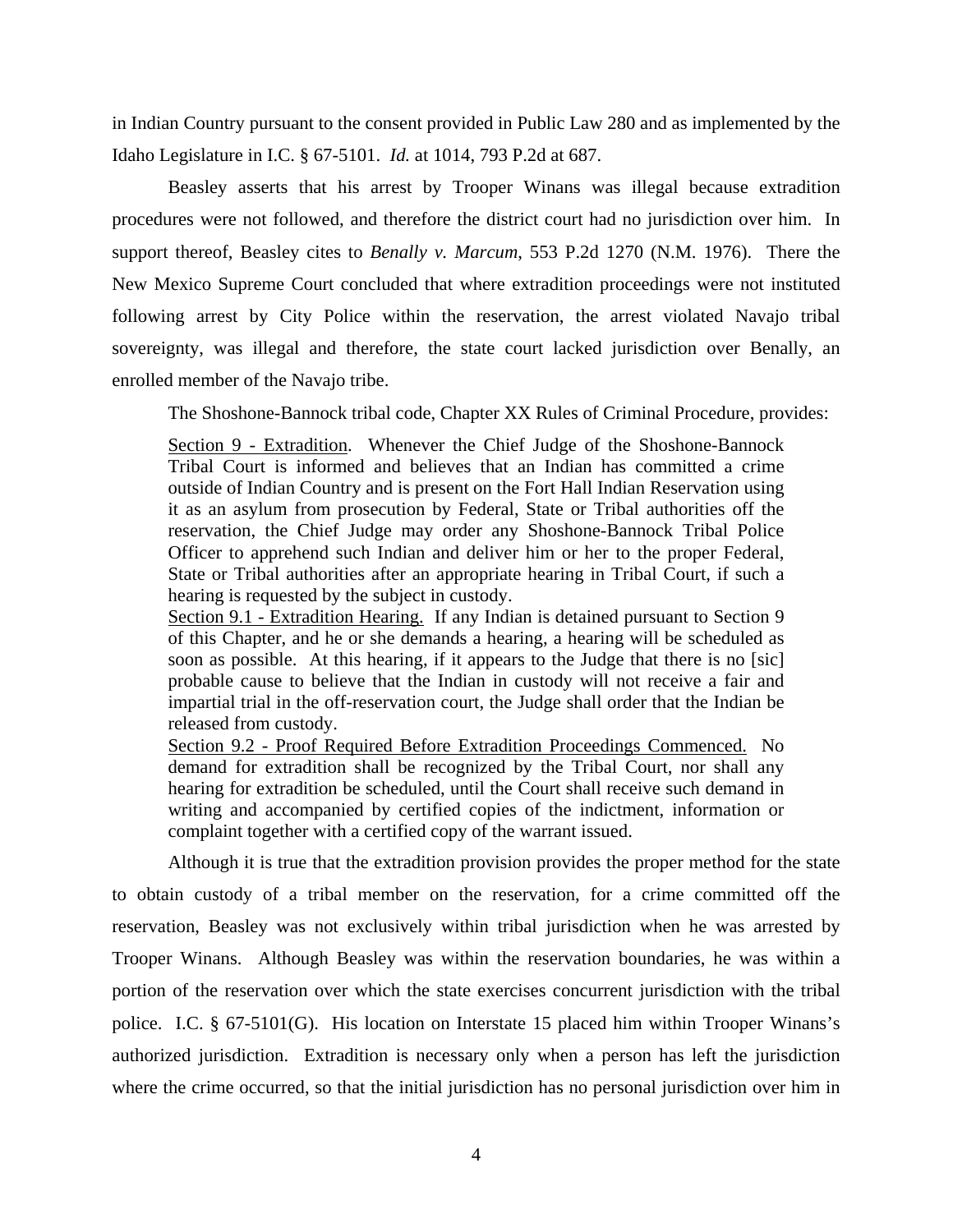in Indian Country pursuant to the consent provided in Public Law 280 and as implemented by the Idaho Legislature in I.C. § 67-5101. *Id.* at 1014, 793 P.2d at 687.

Beasley asserts that his arrest by Trooper Winans was illegal because extradition procedures were not followed, and therefore the district court had no jurisdiction over him. In support thereof, Beasley cites to *Benally v. Marcum*, 553 P.2d 1270 (N.M. 1976). There the New Mexico Supreme Court concluded that where extradition proceedings were not instituted following arrest by City Police within the reservation, the arrest violated Navajo tribal sovereignty, was illegal and therefore, the state court lacked jurisdiction over Benally, an enrolled member of the Navajo tribe.

The Shoshone-Bannock tribal code, Chapter XX Rules of Criminal Procedure, provides:

> Section 9 - Extradition. Whenever the Chief Judge of the Shoshone-Bannock Tribal Court is informed and believes that an Indian has committed a crime outside of Indian Country and is present on the Fort Hall Indian Reservation using it as an asylum from prosecution by Federal, State or Tribal authorities off the reservation, the Chief Judge may order any Shoshone-Bannock Tribal Police Officer to apprehend such Indian and deliver him or her to the proper Federal, State or Tribal authorities after an appropriate hearing in Tribal Court, if such a hearing is requested by the subject in custody.
>
> Section 9.1 - Extradition Hearing. If any Indian is detained pursuant to Section 9 of this Chapter, and he or she demands a hearing, a hearing will be scheduled as soon as possible. At this hearing, if it appears to the Judge that there is no [sic] probable cause to believe that the Indian in custody will not receive a fair and impartial trial in the off-reservation court, the Judge shall order that the Indian be released from custody.
>
> Section 9.2 - Proof Required Before Extradition Proceedings Commenced. No demand for extradition shall be recognized by the Tribal Court, nor shall any hearing for extradition be scheduled, until the Court shall receive such demand in writing and accompanied by certified copies of the indictment, information or complaint together with a certified copy of the warrant issued.

Although it is true that the extradition provision provides the proper method for the state to obtain custody of a tribal member on the reservation, for a crime committed off the reservation, Beasley was not exclusively within tribal jurisdiction when he was arrested by Trooper Winans. Although Beasley was within the reservation boundaries, he was within a portion of the reservation over which the state exercises concurrent jurisdiction with the tribal police. I.C. § 67-5101(G). His location on Interstate 15 placed him within Trooper Winans's authorized jurisdiction. Extradition is necessary only when a person has left the jurisdiction where the crime occurred, so that the initial jurisdiction has no personal jurisdiction over him in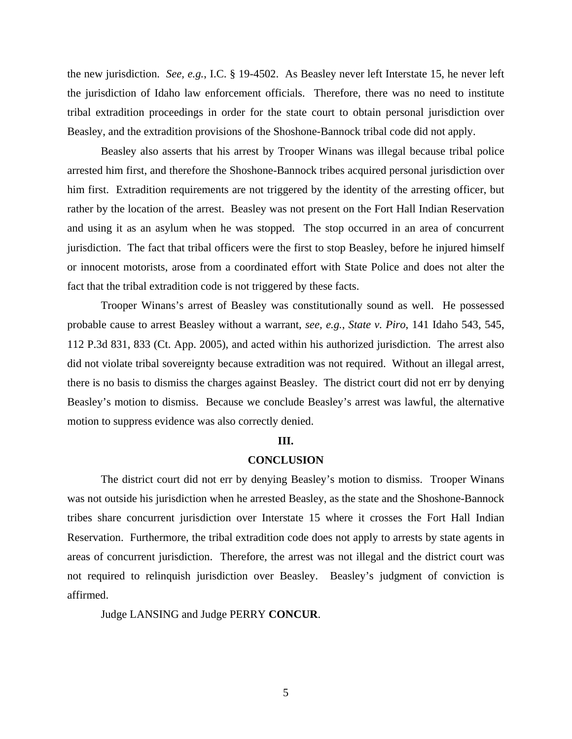the new jurisdiction. *See, e.g.*, I.C. § 19-4502. As Beasley never left Interstate 15, he never left the jurisdiction of Idaho law enforcement officials. Therefore, there was no need to institute tribal extradition proceedings in order for the state court to obtain personal jurisdiction over Beasley, and the extradition provisions of the Shoshone-Bannock tribal code did not apply.

Beasley also asserts that his arrest by Trooper Winans was illegal because tribal police arrested him first, and therefore the Shoshone-Bannock tribes acquired personal jurisdiction over him first. Extradition requirements are not triggered by the identity of the arresting officer, but rather by the location of the arrest. Beasley was not present on the Fort Hall Indian Reservation and using it as an asylum when he was stopped. The stop occurred in an area of concurrent jurisdiction. The fact that tribal officers were the first to stop Beasley, before he injured himself or innocent motorists, arose from a coordinated effort with State Police and does not alter the fact that the tribal extradition code is not triggered by these facts.

Trooper Winans's arrest of Beasley was constitutionally sound as well. He possessed probable cause to arrest Beasley without a warrant, *see, e.g.*, *State v. Piro*, 141 Idaho 543, 545, 112 P.3d 831, 833 (Ct. App. 2005), and acted within his authorized jurisdiction. The arrest also did not violate tribal sovereignty because extradition was not required. Without an illegal arrest, there is no basis to dismiss the charges against Beasley. The district court did not err by denying Beasley's motion to dismiss. Because we conclude Beasley's arrest was lawful, the alternative motion to suppress evidence was also correctly denied.

## III.

## CONCLUSION

The district court did not err by denying Beasley's motion to dismiss. Trooper Winans was not outside his jurisdiction when he arrested Beasley, as the state and the Shoshone-Bannock tribes share concurrent jurisdiction over Interstate 15 where it crosses the Fort Hall Indian Reservation. Furthermore, the tribal extradition code does not apply to arrests by state agents in areas of concurrent jurisdiction. Therefore, the arrest was not illegal and the district court was not required to relinquish jurisdiction over Beasley. Beasley's judgment of conviction is affirmed.

Judge LANSING and Judge PERRY **CONCUR**.